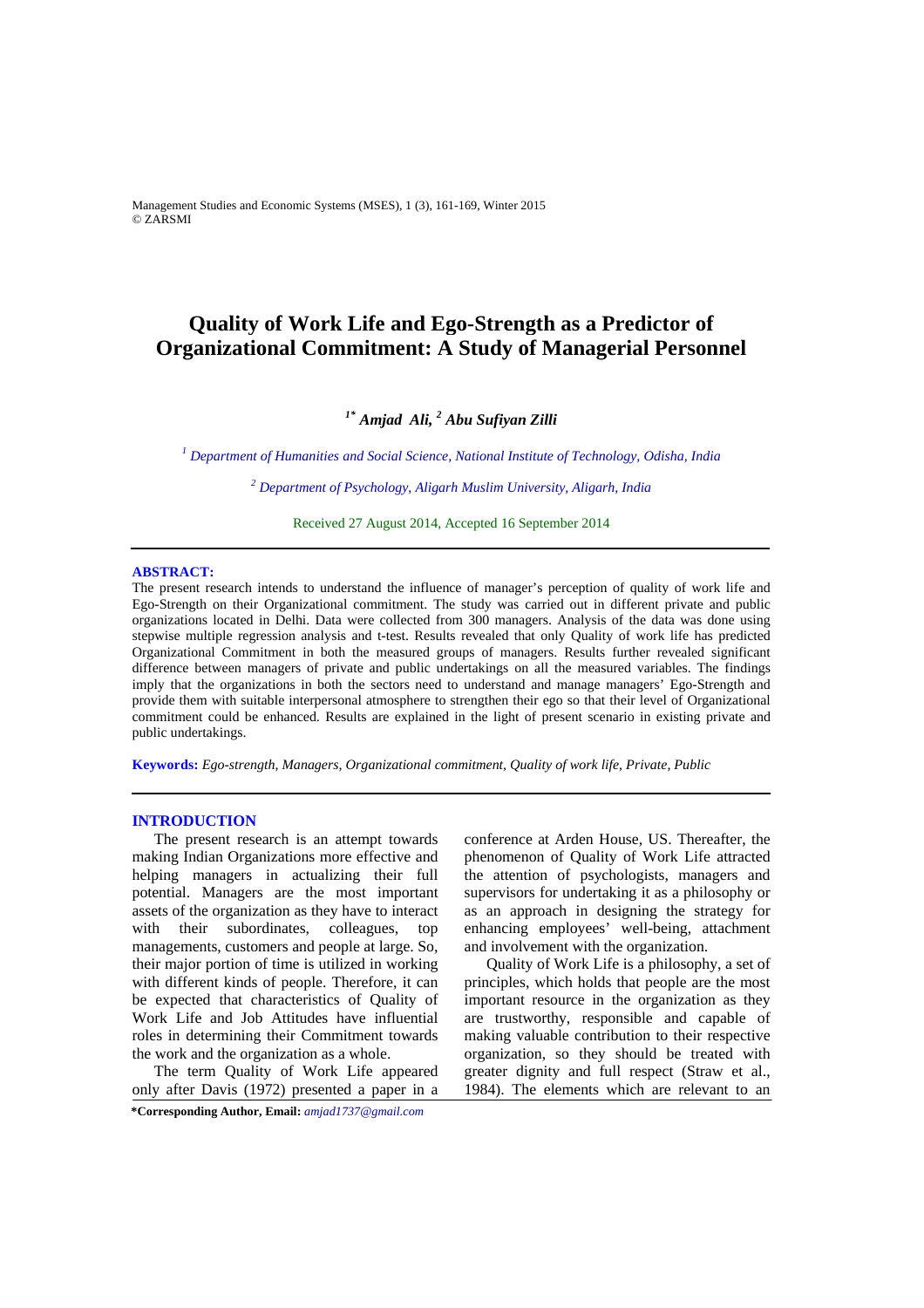# Quality of Work Life and Ego-Strength as a Predictor of Organizational Commitment: A Study of Managerial Personnel

***[1*] Amjad Ali, [2] Abu Sufiyan Zilli***

*[1] Department of Humanities and Social Science, National Institute of Technology, Odisha, India*

*[2] Department of Psychology, Aligarh Muslim University, Aligarh, India*

Received 27 August 2014, Accepted 16 September 2014

---

**ABSTRACT:**

The present research intends to understand the influence of manager's perception of quality of work life and Ego-Strength on their Organizational commitment. The study was carried out in different private and public organizations located in Delhi. Data were collected from 300 managers. Analysis of the data was done using stepwise multiple regression analysis and t-test. Results revealed that only Quality of work life has predicted Organizational Commitment in both the measured groups of managers. Results further revealed significant difference between managers of private and public undertakings on all the measured variables. The findings imply that the organizations in both the sectors need to understand and manage managers' Ego-Strength and provide them with suitable interpersonal atmosphere to strengthen their ego so that their level of Organizational commitment could be enhanced. Results are explained in the light of present scenario in existing private and public undertakings.

**Keywords:** *Ego-strength, Managers, Organizational commitment, Quality of work life, Private, Public*

---

## INTRODUCTION

The present research is an attempt towards making Indian Organizations more effective and helping managers in actualizing their full potential. Managers are the most important assets of the organization as they have to interact with their subordinates, colleagues, top managements, customers and people at large. So, their major portion of time is utilized in working with different kinds of people. Therefore, it can be expected that characteristics of Quality of Work Life and Job Attitudes have influential roles in determining their Commitment towards the work and the organization as a whole.

The term Quality of Work Life appeared only after Davis (1972) presented a paper in a conference at Arden House, US. Thereafter, the phenomenon of Quality of Work Life attracted the attention of psychologists, managers and supervisors for undertaking it as a philosophy or as an approach in designing the strategy for enhancing employees' well-being, attachment and involvement with the organization.

Quality of Work Life is a philosophy, a set of principles, which holds that people are the most important resource in the organization as they are trustworthy, responsible and capable of making valuable contribution to their respective organization, so they should be treated with greater dignity and full respect (Straw et al., 1984). The elements which are relevant to an

**\*Corresponding Author, Email:** *amjad1737@gmail.com*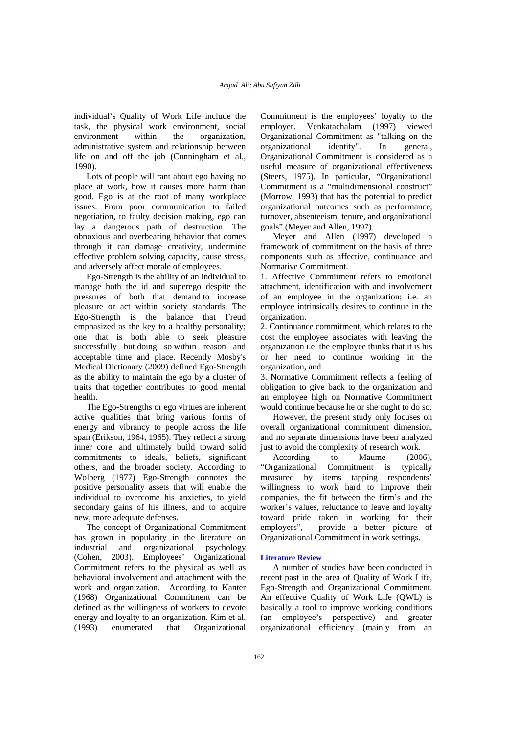individual's Quality of Work Life include the task, the physical work environment, social environment within the organization, administrative system and relationship between life on and off the job (Cunningham et al., 1990).

Lots of people will rant about ego having no place at work, how it causes more harm than good. Ego is at the root of many workplace issues. From poor communication to failed negotiation, to faulty decision making, ego can lay a dangerous path of destruction. The obnoxious and overbearing behavior that comes through it can damage creativity, undermine effective problem solving capacity, cause stress, and adversely affect morale of employees.

Ego-Strength is the ability of an individual to manage both the id and superego despite the pressures of both that demand to increase pleasure or act within society standards. The Ego-Strength is the balance that Freud emphasized as the key to a healthy personality; one that is both able to seek pleasure successfully but doing so within reason and acceptable time and place. Recently Mosby's Medical Dictionary (2009) defined Ego-Strength as the ability to maintain the ego by a cluster of traits that together contributes to good mental health.

The Ego-Strengths or ego virtues are inherent active qualities that bring various forms of energy and vibrancy to people across the life span (Erikson, 1964, 1965). They reflect a strong inner core, and ultimately build toward solid commitments to ideals, beliefs, significant others, and the broader society. According to Wolberg (1977) Ego-Strength connotes the positive personality assets that will enable the individual to overcome his anxieties, to yield secondary gains of his illness, and to acquire new, more adequate defenses.

The concept of Organizational Commitment has grown in popularity in the literature on industrial and organizational psychology (Cohen, 2003). Employees' Organizational Commitment refers to the physical as well as behavioral involvement and attachment with the work and organization. According to Kanter (1968) Organizational Commitment can be defined as the willingness of workers to devote energy and loyalty to an organization. Kim et al. (1993) enumerated that Organizational Commitment is the employees' loyalty to the employer. Venkatachalam (1997) viewed Organizational Commitment as "talking on the organizational identity". In general, Organizational Commitment is considered as a useful measure of organizational effectiveness (Steers, 1975). In particular, "Organizational Commitment is a "multidimensional construct" (Morrow, 1993) that has the potential to predict organizational outcomes such as performance, turnover, absenteeism, tenure, and organizational goals" (Meyer and Allen, 1997).

Meyer and Allen (1997) developed a framework of commitment on the basis of three components such as affective, continuance and Normative Commitment.

1. Affective Commitment refers to emotional attachment, identification with and involvement of an employee in the organization; i.e. an employee intrinsically desires to continue in the organization.
2. Continuance commitment, which relates to the cost the employee associates with leaving the organization i.e. the employee thinks that it is his or her need to continue working in the organization, and
3. Normative Commitment reflects a feeling of obligation to give back to the organization and an employee high on Normative Commitment would continue because he or she ought to do so.

However, the present study only focuses on overall organizational commitment dimension, and no separate dimensions have been analyzed just to avoid the complexity of research work.

According to Maume (2006), "Organizational Commitment is typically measured by items tapping respondents' willingness to work hard to improve their companies, the fit between the firm's and the worker's values, reluctance to leave and loyalty toward pride taken in working for their employers", provide a better picture of Organizational Commitment in work settings.

## Literature Review

A number of studies have been conducted in recent past in the area of Quality of Work Life, Ego-Strength and Organizational Commitment. An effective Quality of Work Life (QWL) is basically a tool to improve working conditions (an employee's perspective) and greater organizational efficiency (mainly from an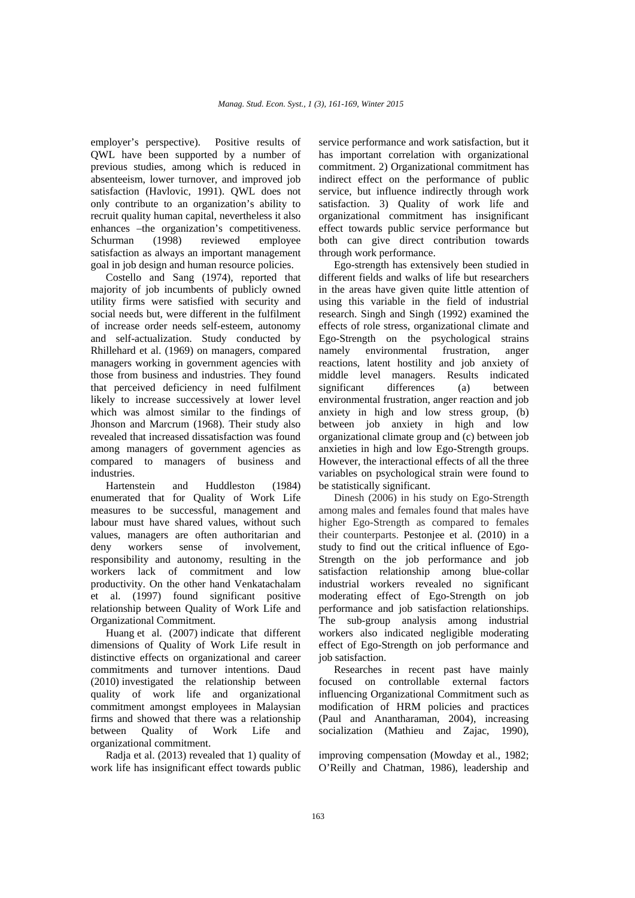employer's perspective). Positive results of QWL have been supported by a number of previous studies, among which is reduced in absenteeism, lower turnover, and improved job satisfaction (Havlovic, 1991). QWL does not only contribute to an organization's ability to recruit quality human capital, nevertheless it also enhances –the organization's competitiveness. Schurman (1998) reviewed employee satisfaction as always an important management goal in job design and human resource policies.

Costello and Sang (1974), reported that majority of job incumbents of publicly owned utility firms were satisfied with security and social needs but, were different in the fulfilment of increase order needs self-esteem, autonomy and self-actualization. Study conducted by Rhillehard et al. (1969) on managers, compared managers working in government agencies with those from business and industries. They found that perceived deficiency in need fulfilment likely to increase successively at lower level which was almost similar to the findings of Jhonson and Marcrum (1968). Their study also revealed that increased dissatisfaction was found among managers of government agencies as compared to managers of business and industries.

Hartenstein and Huddleston (1984) enumerated that for Quality of Work Life measures to be successful, management and labour must have shared values, without such values, managers are often authoritarian and deny workers sense of involvement, responsibility and autonomy, resulting in the workers lack of commitment and low productivity. On the other hand Venkatachalam et al. (1997) found significant positive relationship between Quality of Work Life and Organizational Commitment.

Huang et al. (2007) indicate that different dimensions of Quality of Work Life result in distinctive effects on organizational and career commitments and turnover intentions. Daud (2010) investigated the relationship between quality of work life and organizational commitment amongst employees in Malaysian firms and showed that there was a relationship between Quality of Work Life and organizational commitment.

Radja et al. (2013) revealed that 1) quality of work life has insignificant effect towards public service performance and work satisfaction, but it has important correlation with organizational commitment. 2) Organizational commitment has indirect effect on the performance of public service, but influence indirectly through work satisfaction. 3) Quality of work life and organizational commitment has insignificant effect towards public service performance but both can give direct contribution towards through work performance.

Ego-strength has extensively been studied in different fields and walks of life but researchers in the areas have given quite little attention of using this variable in the field of industrial research. Singh and Singh (1992) examined the effects of role stress, organizational climate and Ego-Strength on the psychological strains namely environmental frustration, anger reactions, latent hostility and job anxiety of middle level managers. Results indicated significant differences (a) between environmental frustration, anger reaction and job anxiety in high and low stress group, (b) between job anxiety in high and low organizational climate group and (c) between job anxieties in high and low Ego-Strength groups. However, the interactional effects of all the three variables on psychological strain were found to be statistically significant.

Dinesh (2006) in his study on Ego-Strength among males and females found that males have higher Ego-Strength as compared to females their counterparts. Pestonjee et al. (2010) in a study to find out the critical influence of Ego-Strength on the job performance and job satisfaction relationship among blue-collar industrial workers revealed no significant moderating effect of Ego-Strength on job performance and job satisfaction relationships. The sub-group analysis among industrial workers also indicated negligible moderating effect of Ego-Strength on job performance and job satisfaction.

Researches in recent past have mainly focused on controllable external factors influencing Organizational Commitment such as modification of HRM policies and practices (Paul and Anantharaman, 2004), increasing socialization (Mathieu and Zajac, 1990), improving compensation (Mowday et al., 1982; O'Reilly and Chatman, 1986), leadership and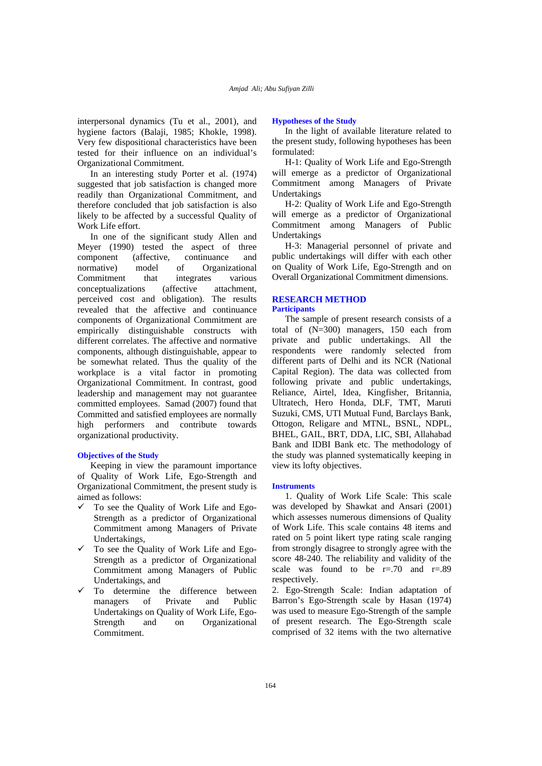interpersonal dynamics (Tu et al., 2001), and hygiene factors (Balaji, 1985; Khokle, 1998). Very few dispositional characteristics have been tested for their influence on an individual's Organizational Commitment.

In an interesting study Porter et al. (1974) suggested that job satisfaction is changed more readily than Organizational Commitment, and therefore concluded that job satisfaction is also likely to be affected by a successful Quality of Work Life effort.

In one of the significant study Allen and Meyer (1990) tested the aspect of three component (affective, continuance and normative) model of Organizational Commitment that integrates various conceptualizations (affective attachment, perceived cost and obligation). The results revealed that the affective and continuance components of Organizational Commitment are empirically distinguishable constructs with different correlates. The affective and normative components, although distinguishable, appear to be somewhat related. Thus the quality of the workplace is a vital factor in promoting Organizational Commitment. In contrast, good leadership and management may not guarantee committed employees. Samad (2007) found that Committed and satisfied employees are normally high performers and contribute towards organizational productivity.

### Objectives of the Study

Keeping in view the paramount importance of Quality of Work Life, Ego-Strength and Organizational Commitment, the present study is aimed as follows:

- ✓ To see the Quality of Work Life and Ego-Strength as a predictor of Organizational Commitment among Managers of Private Undertakings,
- ✓ To see the Quality of Work Life and Ego-Strength as a predictor of Organizational Commitment among Managers of Public Undertakings, and
- ✓ To determine the difference between managers of Private and Public Undertakings on Quality of Work Life, Ego-Strength and on Organizational Commitment.

### Hypotheses of the Study

In the light of available literature related to the present study, following hypotheses has been formulated:

H-1: Quality of Work Life and Ego-Strength will emerge as a predictor of Organizational Commitment among Managers of Private Undertakings

H-2: Quality of Work Life and Ego-Strength will emerge as a predictor of Organizational Commitment among Managers of Public Undertakings

H-3: Managerial personnel of private and public undertakings will differ with each other on Quality of Work Life, Ego-Strength and on Overall Organizational Commitment dimensions.

## RESEARCH METHOD

### Participants

The sample of present research consists of a total of (N=300) managers, 150 each from private and public undertakings. All the respondents were randomly selected from different parts of Delhi and its NCR (National Capital Region). The data was collected from following private and public undertakings, Reliance, Airtel, Idea, Kingfisher, Britannia, Ultratech, Hero Honda, DLF, TMT, Maruti Suzuki, CMS, UTI Mutual Fund, Barclays Bank, Ottogon, Religare and MTNL, BSNL, NDPL, BHEL, GAIL, BRT, DDA, LIC, SBI, Allahabad Bank and IDBI Bank etc. The methodology of the study was planned systematically keeping in view its lofty objectives.

### Instruments

1. Quality of Work Life Scale: This scale was developed by Shawkat and Ansari (2001) which assesses numerous dimensions of Quality of Work Life. This scale contains 48 items and rated on 5 point likert type rating scale ranging from strongly disagree to strongly agree with the score 48-240. The reliability and validity of the scale was found to be r=.70 and r=.89 respectively.

2. Ego-Strength Scale: Indian adaptation of Barron's Ego-Strength scale by Hasan (1974) was used to measure Ego-Strength of the sample of present research. The Ego-Strength scale comprised of 32 items with the two alternative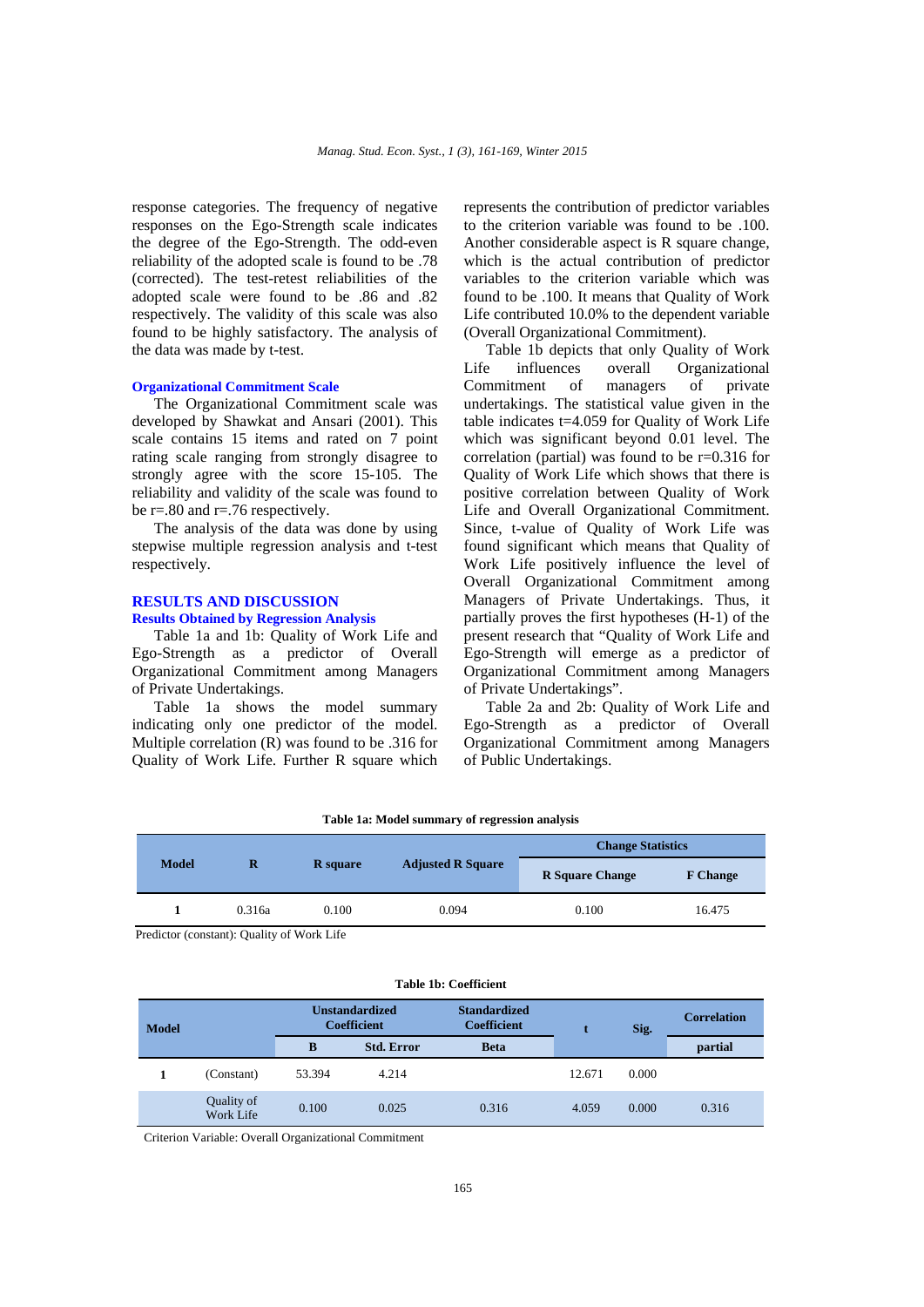response categories. The frequency of negative responses on the Ego-Strength scale indicates the degree of the Ego-Strength. The odd-even reliability of the adopted scale is found to be .78 (corrected). The test-retest reliabilities of the adopted scale were found to be .86 and .82 respectively. The validity of this scale was also found to be highly satisfactory. The analysis of the data was made by t-test.

### Organizational Commitment Scale

The Organizational Commitment scale was developed by Shawkat and Ansari (2001). This scale contains 15 items and rated on 7 point rating scale ranging from strongly disagree to strongly agree with the score 15-105. The reliability and validity of the scale was found to be r=.80 and r=.76 respectively.

The analysis of the data was done by using stepwise multiple regression analysis and t-test respectively.

## RESULTS AND DISCUSSION

### Results Obtained by Regression Analysis

Table 1a and 1b: Quality of Work Life and Ego-Strength as a predictor of Overall Organizational Commitment among Managers of Private Undertakings.

Table 1a shows the model summary indicating only one predictor of the model. Multiple correlation (R) was found to be .316 for Quality of Work Life. Further R square which represents the contribution of predictor variables to the criterion variable was found to be .100. Another considerable aspect is R square change, which is the actual contribution of predictor variables to the criterion variable which was found to be .100. It means that Quality of Work Life contributed 10.0% to the dependent variable (Overall Organizational Commitment).

Table 1b depicts that only Quality of Work Life influences overall Organizational Commitment of managers of private undertakings. The statistical value given in the table indicates t=4.059 for Quality of Work Life which was significant beyond 0.01 level. The correlation (partial) was found to be r=0.316 for Quality of Work Life which shows that there is positive correlation between Quality of Work Life and Overall Organizational Commitment. Since, t-value of Quality of Work Life was found significant which means that Quality of Work Life positively influence the level of Overall Organizational Commitment among Managers of Private Undertakings. Thus, it partially proves the first hypotheses (H-1) of the present research that "Quality of Work Life and Ego-Strength will emerge as a predictor of Organizational Commitment among Managers of Private Undertakings".

Table 2a and 2b: Quality of Work Life and Ego-Strength as a predictor of Overall Organizational Commitment among Managers of Public Undertakings.

**Table 1a: Model summary of regression analysis**

| Model | R | R square | Adjusted R Square | Change Statistics | |
|---|---|---|---|---|---|
| | | | | R Square Change | F Change |
| 1 | 0.316a | 0.100 | 0.094 | 0.100 | 16.475 |

Predictor (constant): Quality of Work Life

**Table 1b: Coefficient**

| Model | | Unstandardized Coefficient | | Standardized Coefficient | t | Sig. | Correlation |
|---|---|---|---|---|---|---|---|
| | | B | Std. Error | Beta | | | partial |
| 1 | (Constant) | 53.394 | 4.214 | | 12.671 | 0.000 | |
| | Quality of Work Life | 0.100 | 0.025 | 0.316 | 4.059 | 0.000 | 0.316 |

Criterion Variable: Overall Organizational Commitment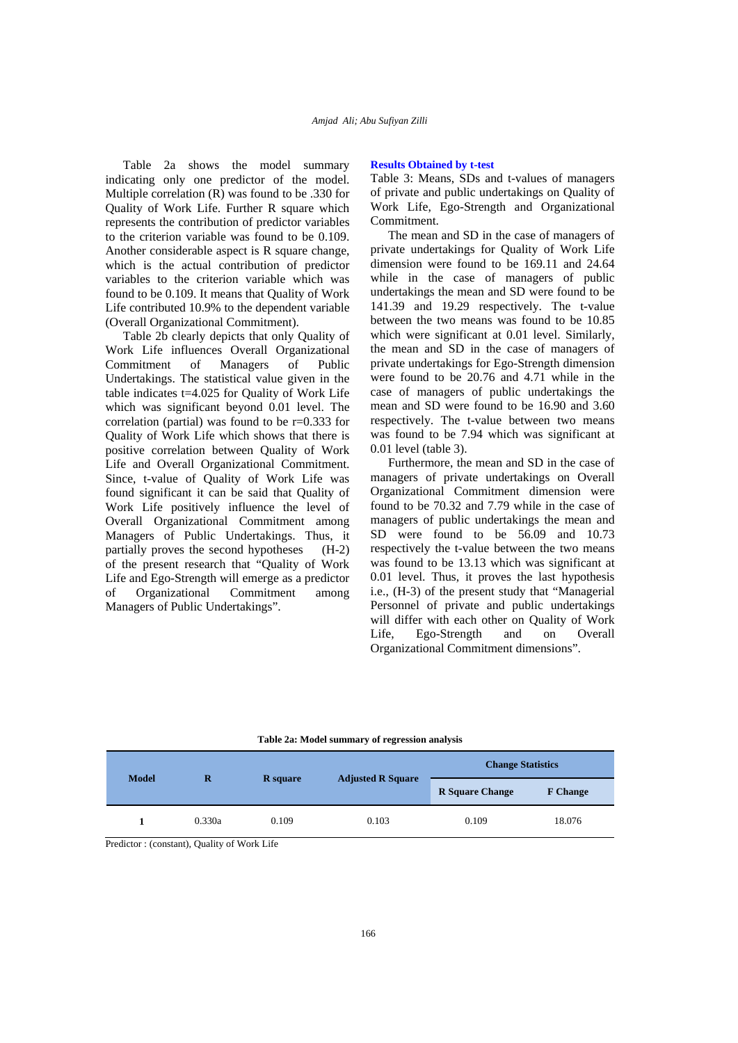Table 2a shows the model summary indicating only one predictor of the model. Multiple correlation (R) was found to be .330 for Quality of Work Life. Further R square which represents the contribution of predictor variables to the criterion variable was found to be 0.109. Another considerable aspect is R square change, which is the actual contribution of predictor variables to the criterion variable which was found to be 0.109. It means that Quality of Work Life contributed 10.9% to the dependent variable (Overall Organizational Commitment).

Table 2b clearly depicts that only Quality of Work Life influences Overall Organizational Commitment of Managers of Public Undertakings. The statistical value given in the table indicates t=4.025 for Quality of Work Life which was significant beyond 0.01 level. The correlation (partial) was found to be r=0.333 for Quality of Work Life which shows that there is positive correlation between Quality of Work Life and Overall Organizational Commitment. Since, t-value of Quality of Work Life was found significant it can be said that Quality of Work Life positively influence the level of Overall Organizational Commitment among Managers of Public Undertakings. Thus, it partially proves the second hypotheses (H-2) of the present research that "Quality of Work Life and Ego-Strength will emerge as a predictor of Organizational Commitment among Managers of Public Undertakings".

**Results Obtained by t-test**

Table 3: Means, SDs and t-values of managers of private and public undertakings on Quality of Work Life, Ego-Strength and Organizational Commitment.

The mean and SD in the case of managers of private undertakings for Quality of Work Life dimension were found to be 169.11 and 24.64 while in the case of managers of public undertakings the mean and SD were found to be 141.39 and 19.29 respectively. The t-value between the two means was found to be 10.85 which were significant at 0.01 level. Similarly, the mean and SD in the case of managers of private undertakings for Ego-Strength dimension were found to be 20.76 and 4.71 while in the case of managers of public undertakings the mean and SD were found to be 16.90 and 3.60 respectively. The t-value between two means was found to be 7.94 which was significant at 0.01 level (table 3).

Furthermore, the mean and SD in the case of managers of private undertakings on Overall Organizational Commitment dimension were found to be 70.32 and 7.79 while in the case of managers of public undertakings the mean and SD were found to be 56.09 and 10.73 respectively the t-value between the two means was found to be 13.13 which was significant at 0.01 level. Thus, it proves the last hypothesis i.e., (H-3) of the present study that "Managerial Personnel of private and public undertakings will differ with each other on Quality of Work Life, Ego-Strength and on Overall Organizational Commitment dimensions".

**Table 2a: Model summary of regression analysis**

| Model | R | R square | Adjusted R Square | Change Statistics | |
|---|---|---|---|---|---|
| | | | | R Square Change | F Change |
| 1 | 0.330a | 0.109 | 0.103 | 0.109 | 18.076 |

Predictor : (constant), Quality of Work Life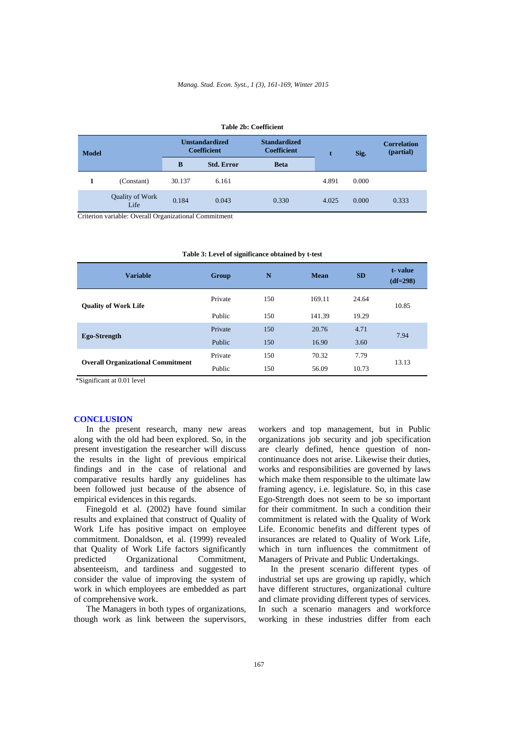**Table 2b: Coefficient**

| Model | | Unstandardized Coefficient | | Standardized Coefficient | t | Sig. | Correlation (partial) |
|---|---|---|---|---|---|---|---|
| | | B | Std. Error | Beta | | | |
| 1 | (Constant) | 30.137 | 6.161 | | 4.891 | 0.000 | |
| | Quality of Work Life | 0.184 | 0.043 | 0.330 | 4.025 | 0.000 | 0.333 |

Criterion variable: Overall Organizational Commitment

**Table 3: Level of significance obtained by t-test**

| Variable | Group | N | Mean | SD | t- value (df=298) |
|---|---|---|---|---|---|
| **Quality of Work Life** | Private | 150 | 169.11 | 24.64 | 10.85 |
| | Public | 150 | 141.39 | 19.29 | |
| **Ego-Strength** | Private | 150 | 20.76 | 4.71 | 7.94 |
| | Public | 150 | 16.90 | 3.60 | |
| **Overall Organizational Commitment** | Private | 150 | 70.32 | 7.79 | 13.13 |
| | Public | 150 | 56.09 | 10.73 | |

*Significant at 0.01 level

## CONCLUSION

In the present research, many new areas along with the old had been explored. So, in the present investigation the researcher will discuss the results in the light of previous empirical findings and in the case of relational and comparative results hardly any guidelines has been followed just because of the absence of empirical evidences in this regards.

Finegold et al. (2002) have found similar results and explained that construct of Quality of Work Life has positive impact on employee commitment. Donaldson, et al. (1999) revealed that Quality of Work Life factors significantly predicted Organizational Commitment, absenteeism, and tardiness and suggested to consider the value of improving the system of work in which employees are embedded as part of comprehensive work.

The Managers in both types of organizations, though work as link between the supervisors, workers and top management, but in Public organizations job security and job specification are clearly defined, hence question of non-continuance does not arise. Likewise their duties, works and responsibilities are governed by laws which make them responsible to the ultimate law framing agency, i.e. legislature. So, in this case Ego-Strength does not seem to be so important for their commitment. In such a condition their commitment is related with the Quality of Work Life. Economic benefits and different types of insurances are related to Quality of Work Life, which in turn influences the commitment of Managers of Private and Public Undertakings.

In the present scenario different types of industrial set ups are growing up rapidly, which have different structures, organizational culture and climate providing different types of services. In such a scenario managers and workforce working in these industries differ from each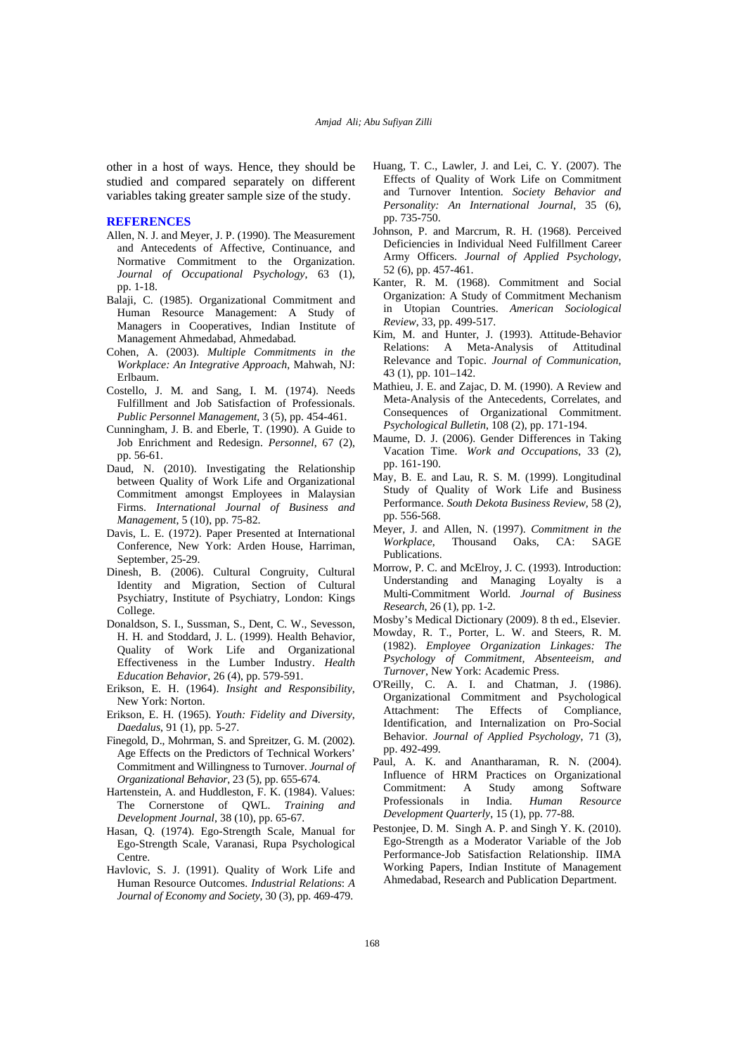other in a host of ways. Hence, they should be studied and compared separately on different variables taking greater sample size of the study.

## REFERENCES

Allen, N. J. and Meyer, J. P. (1990). The Measurement and Antecedents of Affective, Continuance, and Normative Commitment to the Organization. *Journal of Occupational Psychology*, 63 (1), pp. 1-18.

Balaji, C. (1985). Organizational Commitment and Human Resource Management: A Study of Managers in Cooperatives, Indian Institute of Management Ahmedabad, Ahmedabad.

Cohen, A. (2003). *Multiple Commitments in the Workplace: An Integrative Approach*, Mahwah, NJ: Erlbaum.

Costello, J. M. and Sang, I. M. (1974). Needs Fulfillment and Job Satisfaction of Professionals. *Public Personnel Management*, 3 (5), pp. 454-461.

Cunningham, J. B. and Eberle, T. (1990). A Guide to Job Enrichment and Redesign. *Personnel*, 67 (2), pp. 56-61.

Daud, N. (2010). Investigating the Relationship between Quality of Work Life and Organizational Commitment amongst Employees in Malaysian Firms. *International Journal of Business and Management*, 5 (10), pp. 75-82.

Davis, L. E. (1972). Paper Presented at International Conference, New York: Arden House, Harriman, September, 25-29.

Dinesh, B. (2006). Cultural Congruity, Cultural Identity and Migration, Section of Cultural Psychiatry, Institute of Psychiatry, London: Kings College.

Donaldson, S. I., Sussman, S., Dent, C. W., Sevesson, H. H. and Stoddard, J. L. (1999). Health Behavior, Quality of Work Life and Organizational Effectiveness in the Lumber Industry. *Health Education Behavior*, 26 (4), pp. 579-591.

Erikson, E. H. (1964). *Insight and Responsibility*, New York: Norton.

Erikson, E. H. (1965). *Youth: Fidelity and Diversity*, *Daedalus*, 91 (1), pp. 5-27.

Finegold, D., Mohrman, S. and Spreitzer, G. M. (2002). Age Effects on the Predictors of Technical Workers' Commitment and Willingness to Turnover. *Journal of Organizational Behavior*, 23 (5), pp. 655-674.

Hartenstein, A. and Huddleston, F. K. (1984). Values: The Cornerstone of QWL. *Training and Development Journal*, 38 (10), pp. 65-67.

Hasan, Q. (1974). Ego-Strength Scale, Manual for Ego-Strength Scale, Varanasi, Rupa Psychological Centre.

Havlovic, S. J. (1991). Quality of Work Life and Human Resource Outcomes. *Industrial Relations*: *A Journal of Economy and Society*, 30 (3), pp. 469-479.

Huang, T. C., Lawler, J. and Lei, C. Y. (2007). The Effects of Quality of Work Life on Commitment and Turnover Intention. *Society Behavior and Personality: An International Journal*, 35 (6), pp. 735-750.

Johnson, P. and Marcrum, R. H. (1968). Perceived Deficiencies in Individual Need Fulfillment Career Army Officers. *Journal of Applied Psychology*, 52 (6), pp. 457-461.

Kanter, R. M. (1968). Commitment and Social Organization: A Study of Commitment Mechanism in Utopian Countries. *American Sociological Review*, 33, pp. 499-517.

Kim, M. and Hunter, J. (1993). Attitude-Behavior Relations: A Meta-Analysis of Attitudinal Relevance and Topic. *Journal of Communication*, 43 (1), pp. 101–142.

Mathieu, J. E. and Zajac, D. M. (1990). A Review and Meta-Analysis of the Antecedents, Correlates, and Consequences of Organizational Commitment. *Psychological Bulletin*, 108 (2), pp. 171-194.

Maume, D. J. (2006). Gender Differences in Taking Vacation Time. *Work and Occupations*, 33 (2), pp. 161-190.

May, B. E. and Lau, R. S. M. (1999). Longitudinal Study of Quality of Work Life and Business Performance. *South Dekota Business Review*, 58 (2), pp. 556-568.

Meyer, J. and Allen, N. (1997). *Commitment in the Workplace*, Thousand Oaks, CA: SAGE Publications.

Morrow, P. C. and McElroy, J. C. (1993). Introduction: Understanding and Managing Loyalty is a Multi-Commitment World. *Journal of Business Research*, 26 (1), pp. 1-2.

Mosby's Medical Dictionary (2009). 8 th ed., Elsevier.

Mowday, R. T., Porter, L. W. and Steers, R. M. (1982). *Employee Organization Linkages: The Psychology of Commitment, Absenteeism, and Turnover*, New York: Academic Press.

O'Reilly, C. A. I. and Chatman, J. (1986). Organizational Commitment and Psychological Attachment: The Effects of Compliance, Identification, and Internalization on Pro-Social Behavior. *Journal of Applied Psychology*, 71 (3), pp. 492-499.

Paul, A. K. and Anantharaman, R. N. (2004). Influence of HRM Practices on Organizational Commitment: A Study among Software Professionals in India. *Human Resource Development Quarterly*, 15 (1), pp. 77-88.

Pestonjee, D. M. Singh A. P. and Singh Y. K. (2010). Ego-Strength as a Moderator Variable of the Job Performance-Job Satisfaction Relationship. IIMA Working Papers, Indian Institute of Management Ahmedabad, Research and Publication Department.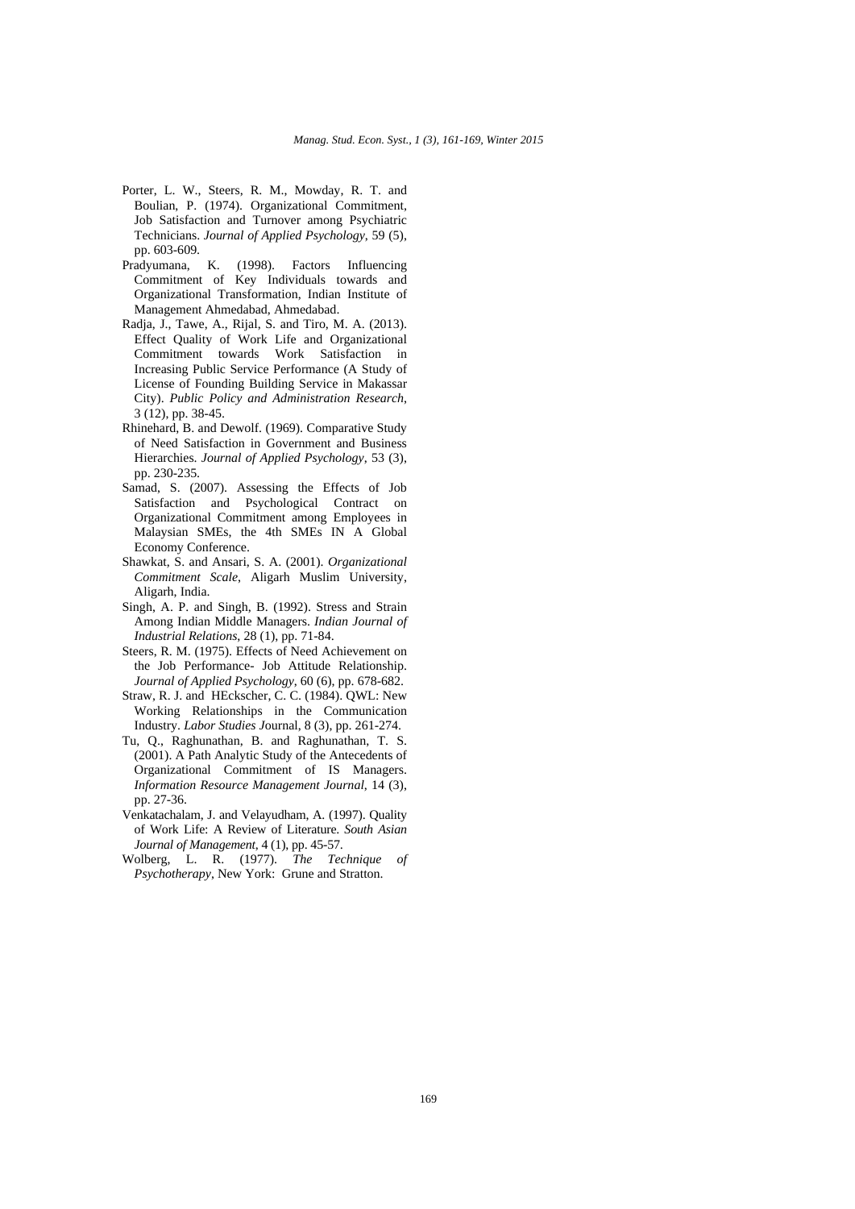Porter, L. W., Steers, R. M., Mowday, R. T. and Boulian, P. (1974). Organizational Commitment, Job Satisfaction and Turnover among Psychiatric Technicians. *Journal of Applied Psychology*, 59 (5), pp. 603-609.

Pradyumana, K. (1998). Factors Influencing Commitment of Key Individuals towards and Organizational Transformation, Indian Institute of Management Ahmedabad, Ahmedabad.

Radja, J., Tawe, A., Rijal, S. and Tiro, M. A. (2013). Effect Quality of Work Life and Organizational Commitment towards Work Satisfaction in Increasing Public Service Performance (A Study of License of Founding Building Service in Makassar City). *Public Policy and Administration Research*, 3 (12), pp. 38-45.

Rhinehard, B. and Dewolf. (1969). Comparative Study of Need Satisfaction in Government and Business Hierarchies. *Journal of Applied Psychology*, 53 (3), pp. 230-235.

Samad, S. (2007). Assessing the Effects of Job Satisfaction and Psychological Contract on Organizational Commitment among Employees in Malaysian SMEs, the 4th SMEs IN A Global Economy Conference.

Shawkat, S. and Ansari, S. A. (2001). *Organizational Commitment Scale*, Aligarh Muslim University, Aligarh, India.

Singh, A. P. and Singh, B. (1992). Stress and Strain Among Indian Middle Managers. *Indian Journal of Industrial Relations*, 28 (1), pp. 71-84.

Steers, R. M. (1975). Effects of Need Achievement on the Job Performance- Job Attitude Relationship. *Journal of Applied Psychology*, 60 (6), pp. 678-682.

Straw, R. J. and HEckscher, C. C. (1984). QWL: New Working Relationships in the Communication Industry. *Labor Studies J*ournal, 8 (3), pp. 261-274.

Tu, Q., Raghunathan, B. and Raghunathan, T. S. (2001). A Path Analytic Study of the Antecedents of Organizational Commitment of IS Managers. *Information Resource Management Journal*, 14 (3), pp. 27-36.

Venkatachalam, J. and Velayudham, A. (1997). Quality of Work Life: A Review of Literature. *South Asian Journal of Management*, 4 (1), pp. 45-57.

Wolberg, L. R. (1977). *The Technique of Psychotherapy*, New York: Grune and Stratton.